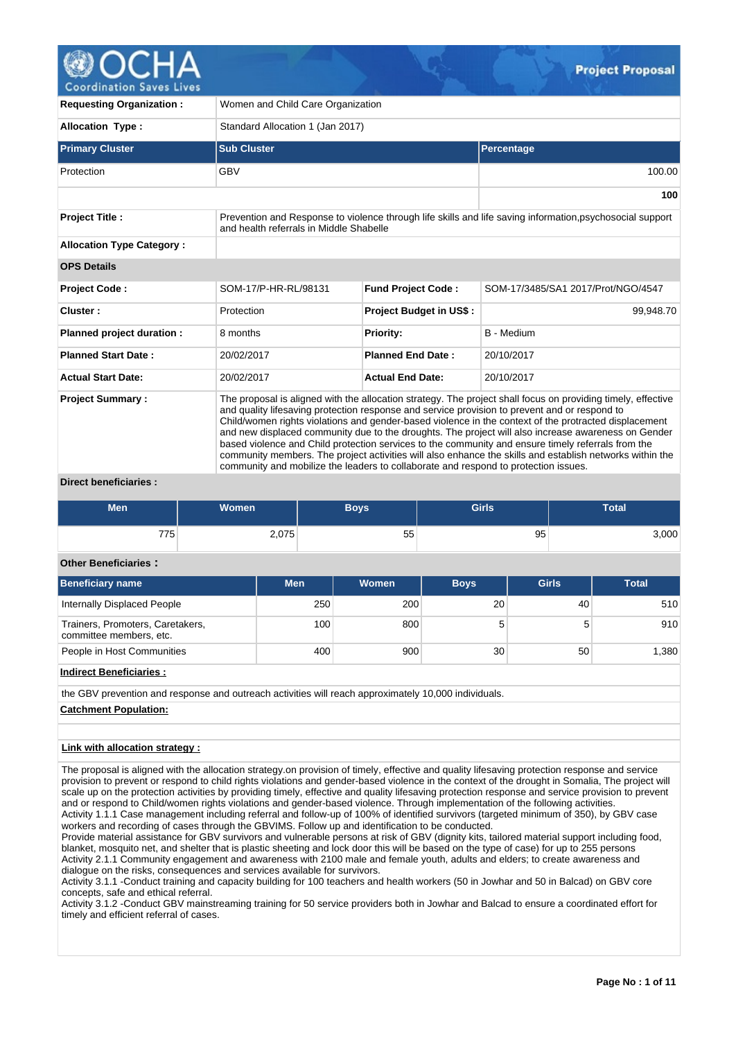# Project Proposal

| | |
|---|---|
| **Requesting Organization :** | Women and Child Care Organization |
| **Allocation Type :** | Standard Allocation 1 (Jan 2017) |

| Primary Cluster | Sub Cluster | Percentage |
|---|---|---|
| Protection | GBV | 100.00 |
| | | **100** |

| | |
|---|---|
| **Project Title :** | Prevention and Response to violence through life skills and life saving information,psychosocial support and health referrals in Middle Shabelle |
| **Allocation Type Category :** | |

**OPS Details**

| | | | |
|---|---|---|---|
| **Project Code :** | SOM-17/P-HR-RL/98131 | **Fund Project Code :** | SOM-17/3485/SA1 2017/Prot/NGO/4547 |
| **Cluster :** | Protection | **Project Budget in US$ :** | 99,948.70 |
| **Planned project duration :** | 8 months | **Priority:** | B - Medium |
| **Planned Start Date :** | 20/02/2017 | **Planned End Date :** | 20/10/2017 |
| **Actual Start Date:** | 20/02/2017 | **Actual End Date:** | 20/10/2017 |

**Project Summary :**

The proposal is aligned with the allocation strategy. The project shall focus on providing timely, effective and quality lifesaving protection response and service provision to prevent and or respond to Child/women rights violations and gender-based violence in the context of the protracted displacement and new displaced community due to the droughts. The project will also increase awareness on Gender based violence and Child protection services to the community and ensure timely referrals from the community members. The project activities will also enhance the skills and establish networks within the community and mobilize the leaders to collaborate and respond to protection issues.

**Direct beneficiaries :**

| Men | Women | Boys | Girls | Total |
|---|---|---|---|---|
| 775 | 2,075 | 55 | 95 | 3,000 |

**Other Beneficiaries :**

| Beneficiary name | Men | Women | Boys | Girls | Total |
|---|---|---|---|---|---|
| Internally Displaced People | 250 | 200 | 20 | 40 | 510 |
| Trainers, Promoters, Caretakers, committee members, etc. | 100 | 800 | 5 | 5 | 910 |
| People in Host Communities | 400 | 900 | 30 | 50 | 1,380 |

**Indirect Beneficiaries :**

the GBV prevention and response and outreach activities will reach approximately 10,000 individuals.

**Catchment Population:**

**Link with allocation strategy :**

The proposal is aligned with the allocation strategy.on provision of timely, effective and quality lifesaving protection response and service provision to prevent or respond to child rights violations and gender-based violence in the context of the drought in Somalia, The project will scale up on the protection activities by providing timely, effective and quality lifesaving protection response and service provision to prevent and or respond to Child/women rights violations and gender-based violence. Through implementation of the following activities.
Activity 1.1.1 Case management including referral and follow-up of 100% of identified survivors (targeted minimum of 350), by GBV case workers and recording of cases through the GBVIMS. Follow up and identification to be conducted.
Provide material assistance for GBV survivors and vulnerable persons at risk of GBV (dignity kits, tailored material support including food, blanket, mosquito net, and shelter that is plastic sheeting and lock door this will be based on the type of case) for up to 255 persons
Activity 2.1.1 Community engagement and awareness with 2100 male and female youth, adults and elders; to create awareness and dialogue on the risks, consequences and services available for survivors.
Activity 3.1.1 -Conduct training and capacity building for 100 teachers and health workers (50 in Jowhar and 50 in Balcad) on GBV core concepts, safe and ethical referral.
Activity 3.1.2 -Conduct GBV mainstreaming training for 50 service providers both in Jowhar and Balcad to ensure a coordinated effort for timely and efficient referral of cases.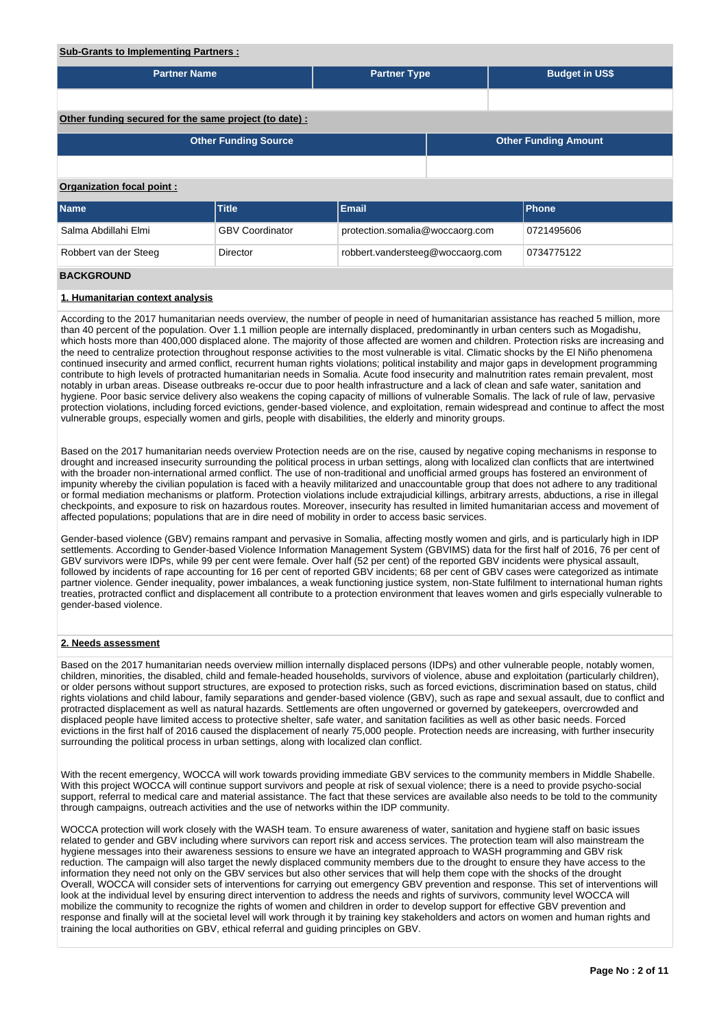**Sub-Grants to Implementing Partners :**

| Partner Name | Partner Type | Budget in US$ |
|---|---|---|
| | | |

**Other funding secured for the same project (to date) :**

| Other Funding Source | Other Funding Amount |
|---|---|
| | |

**Organization focal point :**

| Name | Title | Email | Phone |
|---|---|---|---|
| Salma Abdillahi Elmi | GBV Coordinator | protection.somalia@woccaorg.com | 0721495606 |
| Robbert van der Steeg | Director | robbert.vandersteeg@woccaorg.com | 0734775122 |

## BACKGROUND

### 1. Humanitarian context analysis

According to the 2017 humanitarian needs overview, the number of people in need of humanitarian assistance has reached 5 million, more than 40 percent of the population. Over 1.1 million people are internally displaced, predominantly in urban centers such as Mogadishu, which hosts more than 400,000 displaced alone. The majority of those affected are women and children. Protection risks are increasing and the need to centralize protection throughout response activities to the most vulnerable is vital. Climatic shocks by the El Niño phenomena continued insecurity and armed conflict, recurrent human rights violations; political instability and major gaps in development programming contribute to high levels of protracted humanitarian needs in Somalia. Acute food insecurity and malnutrition rates remain prevalent, most notably in urban areas. Disease outbreaks re-occur due to poor health infrastructure and a lack of clean and safe water, sanitation and hygiene. Poor basic service delivery also weakens the coping capacity of millions of vulnerable Somalis. The lack of rule of law, pervasive protection violations, including forced evictions, gender-based violence, and exploitation, remain widespread and continue to affect the most vulnerable groups, especially women and girls, people with disabilities, the elderly and minority groups.

Based on the 2017 humanitarian needs overview Protection needs are on the rise, caused by negative coping mechanisms in response to drought and increased insecurity surrounding the political process in urban settings, along with localized clan conflicts that are intertwined with the broader non-international armed conflict. The use of non-traditional and unofficial armed groups has fostered an environment of impunity whereby the civilian population is faced with a heavily militarized and unaccountable group that does not adhere to any traditional or formal mediation mechanisms or platform. Protection violations include extrajudicial killings, arbitrary arrests, abductions, a rise in illegal checkpoints, and exposure to risk on hazardous routes. Moreover, insecurity has resulted in limited humanitarian access and movement of affected populations; populations that are in dire need of mobility in order to access basic services.

Gender-based violence (GBV) remains rampant and pervasive in Somalia, affecting mostly women and girls, and is particularly high in IDP settlements. According to Gender-based Violence Information Management System (GBVIMS) data for the first half of 2016, 76 per cent of GBV survivors were IDPs, while 99 per cent were female. Over half (52 per cent) of the reported GBV incidents were physical assault, followed by incidents of rape accounting for 16 per cent of reported GBV incidents; 68 per cent of GBV cases were categorized as intimate partner violence. Gender inequality, power imbalances, a weak functioning justice system, non-State fulfilment to international human rights treaties, protracted conflict and displacement all contribute to a protection environment that leaves women and girls especially vulnerable to gender-based violence.

### 2. Needs assessment

Based on the 2017 humanitarian needs overview million internally displaced persons (IDPs) and other vulnerable people, notably women, children, minorities, the disabled, child and female-headed households, survivors of violence, abuse and exploitation (particularly children), or older persons without support structures, are exposed to protection risks, such as forced evictions, discrimination based on status, child rights violations and child labour, family separations and gender-based violence (GBV), such as rape and sexual assault, due to conflict and protracted displacement as well as natural hazards. Settlements are often ungoverned or governed by gatekeepers, overcrowded and displaced people have limited access to protective shelter, safe water, and sanitation facilities as well as other basic needs. Forced evictions in the first half of 2016 caused the displacement of nearly 75,000 people. Protection needs are increasing, with further insecurity surrounding the political process in urban settings, along with localized clan conflict.

With the recent emergency, WOCCA will work towards providing immediate GBV services to the community members in Middle Shabelle. With this project WOCCA will continue support survivors and people at risk of sexual violence; there is a need to provide psycho-social support, referral to medical care and material assistance. The fact that these services are available also needs to be told to the community through campaigns, outreach activities and the use of networks within the IDP community.

WOCCA protection will work closely with the WASH team. To ensure awareness of water, sanitation and hygiene staff on basic issues related to gender and GBV including where survivors can report risk and access services. The protection team will also mainstream the hygiene messages into their awareness sessions to ensure we have an integrated approach to WASH programming and GBV risk reduction. The campaign will also target the newly displaced community members due to the drought to ensure they have access to the information they need not only on the GBV services but also other services that will help them cope with the shocks of the drought Overall, WOCCA will consider sets of interventions for carrying out emergency GBV prevention and response. This set of interventions will look at the individual level by ensuring direct intervention to address the needs and rights of survivors, community level WOCCA will mobilize the community to recognize the rights of women and children in order to develop support for effective GBV prevention and response and finally will at the societal level will work through it by training key stakeholders and actors on women and human rights and training the local authorities on GBV, ethical referral and guiding principles on GBV.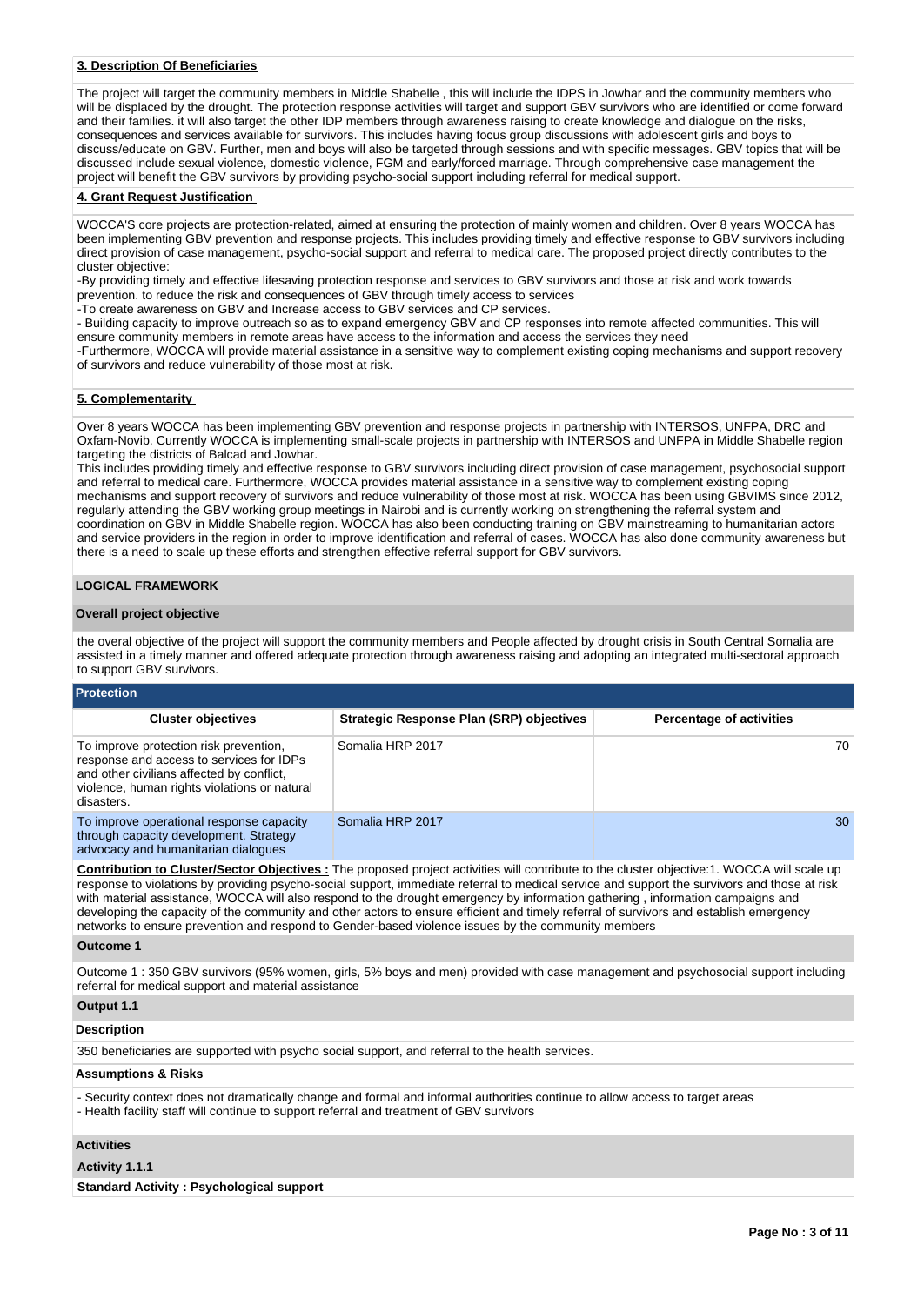**3. Description Of Beneficiaries**

The project will target the community members in Middle Shabelle , this will include the IDPS in Jowhar and the community members who will be displaced by the drought. The protection response activities will target and support GBV survivors who are identified or come forward and their families. it will also target the other IDP members through awareness raising to create knowledge and dialogue on the risks, consequences and services available for survivors. This includes having focus group discussions with adolescent girls and boys to discuss/educate on GBV. Further, men and boys will also be targeted through sessions and with specific messages. GBV topics that will be discussed include sexual violence, domestic violence, FGM and early/forced marriage. Through comprehensive case management the project will benefit the GBV survivors by providing psycho-social support including referral for medical support.

**4. Grant Request Justification**

WOCCA'S core projects are protection-related, aimed at ensuring the protection of mainly women and children. Over 8 years WOCCA has been implementing GBV prevention and response projects. This includes providing timely and effective response to GBV survivors including direct provision of case management, psycho-social support and referral to medical care. The proposed project directly contributes to the cluster objective:
-By providing timely and effective lifesaving protection response and services to GBV survivors and those at risk and work towards prevention. to reduce the risk and consequences of GBV through timely access to services
-To create awareness on GBV and Increase access to GBV services and CP services.
- Building capacity to improve outreach so as to expand emergency GBV and CP responses into remote affected communities. This will ensure community members in remote areas have access to the information and access the services they need
-Furthermore, WOCCA will provide material assistance in a sensitive way to complement existing coping mechanisms and support recovery of survivors and reduce vulnerability of those most at risk.

**5. Complementarity**

Over 8 years WOCCA has been implementing GBV prevention and response projects in partnership with INTERSOS, UNFPA, DRC and Oxfam-Novib. Currently WOCCA is implementing small-scale projects in partnership with INTERSOS and UNFPA in Middle Shabelle region targeting the districts of Balcad and Jowhar.
This includes providing timely and effective response to GBV survivors including direct provision of case management, psychosocial support and referral to medical care. Furthermore, WOCCA provides material assistance in a sensitive way to complement existing coping mechanisms and support recovery of survivors and reduce vulnerability of those most at risk. WOCCA has been using GBVIMS since 2012, regularly attending the GBV working group meetings in Nairobi and is currently working on strengthening the referral system and coordination on GBV in Middle Shabelle region. WOCCA has also been conducting training on GBV mainstreaming to humanitarian actors and service providers in the region in order to improve identification and referral of cases. WOCCA has also done community awareness but there is a need to scale up these efforts and strengthen effective referral support for GBV survivors.

## LOGICAL FRAMEWORK

**Overall project objective**

the overal objective of the project will support the community members and People affected by drought crisis in South Central Somalia are assisted in a timely manner and offered adequate protection through awareness raising and adopting an integrated multi-sectoral approach to support GBV survivors.

**Protection**

| Cluster objectives | Strategic Response Plan (SRP) objectives | Percentage of activities |
|---|---|---|
| To improve protection risk prevention, response and access to services for IDPs and other civilians affected by conflict, violence, human rights violations or natural disasters. | Somalia HRP 2017 | 70 |
| To improve operational response capacity through capacity development. Strategy advocacy and humanitarian dialogues | Somalia HRP 2017 | 30 |

**Contribution to Cluster/Sector Objectives :** The proposed project activities will contribute to the cluster objective:1. WOCCA will scale up response to violations by providing psycho-social support, immediate referral to medical service and support the survivors and those at risk with material assistance, WOCCA will also respond to the drought emergency by information gathering , information campaigns and developing the capacity of the community and other actors to ensure efficient and timely referral of survivors and establish emergency networks to ensure prevention and respond to Gender-based violence issues by the community members

**Outcome 1**

Outcome 1 : 350 GBV survivors (95% women, girls, 5% boys and men) provided with case management and psychosocial support including referral for medical support and material assistance

**Output 1.1**

**Description**

350 beneficiaries are supported with psycho social support, and referral to the health services.

**Assumptions & Risks**

- Security context does not dramatically change and formal and informal authorities continue to allow access to target areas
- Health facility staff will continue to support referral and treatment of GBV survivors

**Activities**

**Activity 1.1.1**

**Standard Activity : Psychological support**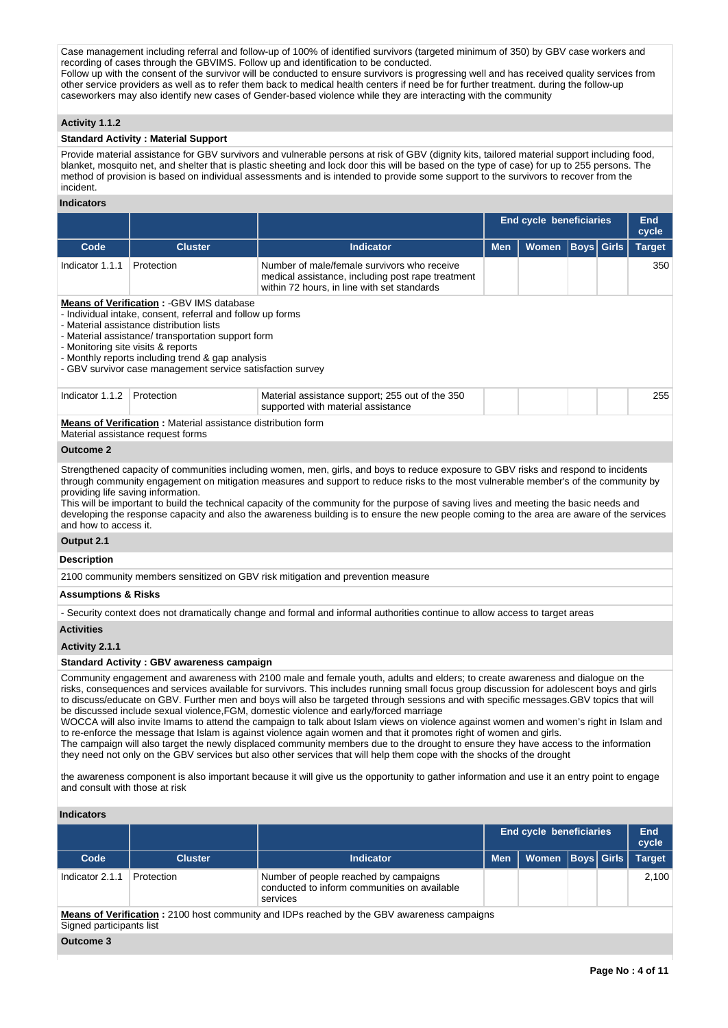Case management including referral and follow-up of 100% of identified survivors (targeted minimum of 350) by GBV case workers and recording of cases through the GBVIMS. Follow up and identification to be conducted.
Follow up with the consent of the survivor will be conducted to ensure survivors is progressing well and has received quality services from other service providers as well as to refer them back to medical health centers if need be for further treatment. during the follow-up caseworkers may also identify new cases of Gender-based violence while they are interacting with the community

**Activity 1.1.2**

**Standard Activity : Material Support**

Provide material assistance for GBV survivors and vulnerable persons at risk of GBV (dignity kits, tailored material support including food, blanket, mosquito net, and shelter that is plastic sheeting and lock door this will be based on the type of case) for up to 255 persons. The method of provision is based on individual assessments and is intended to provide some support to the survivors to recover from the incident.

**Indicators**

| | | | End cycle beneficiaries | | | | End cycle |
|---|---|---|---|---|---|---|---|
| **Code** | **Cluster** | **Indicator** | **Men** | **Women** | **Boys** | **Girls** | **Target** |
| Indicator 1.1.1 | Protection | Number of male/female survivors who receive medical assistance, including post rape treatment within 72 hours, in line with set standards | | | | | 350 |

**Means of Verification :** -GBV IMS database
- Individual intake, consent, referral and follow up forms
- Material assistance distribution lists
- Material assistance/ transportation support form
- Monitoring site visits & reports
- Monthly reports including trend & gap analysis
- GBV survivor case management service satisfaction survey

| | | | | | | | |
|---|---|---|---|---|---|---|---|
| Indicator 1.1.2 | Protection | Material assistance support; 255 out of the 350 supported with material assistance | | | | | 255 |

**Means of Verification :** Material assistance distribution form
Material assistance request forms

**Outcome 2**

Strengthened capacity of communities including women, men, girls, and boys to reduce exposure to GBV risks and respond to incidents through community engagement on mitigation measures and support to reduce risks to the most vulnerable member's of the community by providing life saving information.
This will be important to build the technical capacity of the community for the purpose of saving lives and meeting the basic needs and developing the response capacity and also the awareness building is to ensure the new people coming to the area are aware of the services and how to access it.

**Output 2.1**

**Description**

2100 community members sensitized on GBV risk mitigation and prevention measure

**Assumptions & Risks**

- Security context does not dramatically change and formal and informal authorities continue to allow access to target areas

**Activities**

**Activity 2.1.1**

**Standard Activity : GBV awareness campaign**

Community engagement and awareness with 2100 male and female youth, adults and elders; to create awareness and dialogue on the risks, consequences and services available for survivors. This includes running small focus group discussion for adolescent boys and girls to discuss/educate on GBV. Further men and boys will also be targeted through sessions and with specific messages.GBV topics that will be discussed include sexual violence,FGM, domestic violence and early/forced marriage
WOCCA will also invite Imams to attend the campaign to talk about Islam views on violence against women and women's right in Islam and to re-enforce the message that Islam is against violence again women and that it promotes right of women and girls.
The campaign will also target the newly displaced community members due to the drought to ensure they have access to the information they need not only on the GBV services but also other services that will help them cope with the shocks of the drought

the awareness component is also important because it will give us the opportunity to gather information and use it an entry point to engage and consult with those at risk

**Indicators**

| | | | End cycle beneficiaries | | | | End cycle |
|---|---|---|---|---|---|---|---|
| **Code** | **Cluster** | **Indicator** | **Men** | **Women** | **Boys** | **Girls** | **Target** |
| Indicator 2.1.1 | Protection | Number of people reached by campaigns conducted to inform communities on available services | | | | | 2,100 |

**Means of Verification :** 2100 host community and IDPs reached by the GBV awareness campaigns
Signed participants list

**Outcome 3**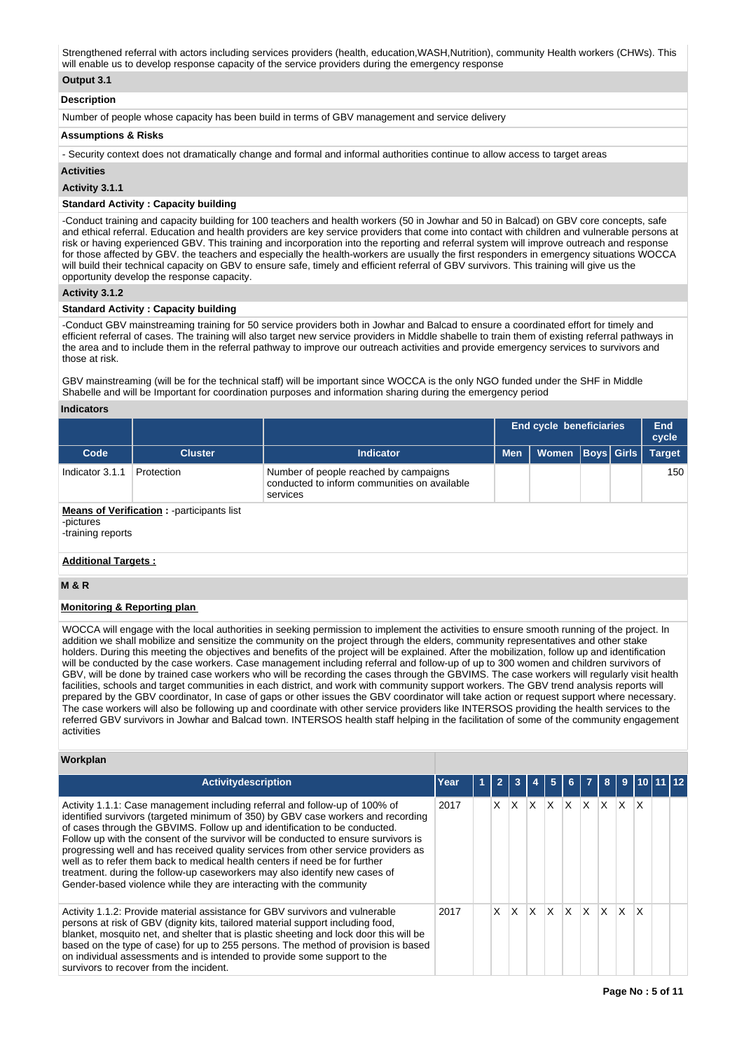Strengthened referral with actors including services providers (health, education,WASH,Nutrition), community Health workers (CHWs). This will enable us to develop response capacity of the service providers during the emergency response

**Output 3.1**

**Description**

Number of people whose capacity has been build in terms of GBV management and service delivery

**Assumptions & Risks**

- Security context does not dramatically change and formal and informal authorities continue to allow access to target areas

**Activities**

**Activity 3.1.1**

**Standard Activity : Capacity building**

-Conduct training and capacity building for 100 teachers and health workers (50 in Jowhar and 50 in Balcad) on GBV core concepts, safe and ethical referral. Education and health providers are key service providers that come into contact with children and vulnerable persons at risk or having experienced GBV. This training and incorporation into the reporting and referral system will improve outreach and response for those affected by GBV. the teachers and especially the health-workers are usually the first responders in emergency situations WOCCA will build their technical capacity on GBV to ensure safe, timely and efficient referral of GBV survivors. This training will give us the opportunity develop the response capacity.

**Activity 3.1.2**

**Standard Activity : Capacity building**

-Conduct GBV mainstreaming training for 50 service providers both in Jowhar and Balcad to ensure a coordinated effort for timely and efficient referral of cases. The training will also target new service providers in Middle shabelle to train them of existing referral pathways in the area and to include them in the referral pathway to improve our outreach activities and provide emergency services to survivors and those at risk.

GBV mainstreaming (will be for the technical staff) will be important since WOCCA is the only NGO funded under the SHF in Middle Shabelle and will be Important for coordination purposes and information sharing during the emergency period

**Indicators**

| | | | End cycle beneficiaries | | | | End cycle |
|---|---|---|---|---|---|---|---|
| **Code** | **Cluster** | **Indicator** | **Men** | **Women** | **Boys** | **Girls** | **Target** |
| Indicator 3.1.1 | Protection | Number of people reached by campaigns conducted to inform communities on available services | | | | | 150 |

**Means of Verification :** -participants list
-pictures
-training reports

**Additional Targets :**

**M & R**

**Monitoring & Reporting plan**

WOCCA will engage with the local authorities in seeking permission to implement the activities to ensure smooth running of the project. In addition we shall mobilize and sensitize the community on the project through the elders, community representatives and other stake holders. During this meeting the objectives and benefits of the project will be explained. After the mobilization, follow up and identification will be conducted by the case workers. Case management including referral and follow-up of up to 300 women and children survivors of GBV, will be done by trained case workers who will be recording the cases through the GBVIMS. The case workers will regularly visit health facilities, schools and target communities in each district, and work with community support workers. The GBV trend analysis reports will prepared by the GBV coordinator, In case of gaps or other issues the GBV coordinator will take action or request support where necessary. The case workers will also be following up and coordinate with other service providers like INTERSOS providing the health services to the referred GBV survivors in Jowhar and Balcad town. INTERSOS health staff helping in the facilitation of some of the community engagement activities

**Workplan**

| Activitydescription | Year | 1 | 2 | 3 | 4 | 5 | 6 | 7 | 8 | 9 | 10 | 11 | 12 |
|---|---|---|---|---|---|---|---|---|---|---|---|---|---|
| Activity 1.1.1: Case management including referral and follow-up of 100% of identified survivors (targeted minimum of 350) by GBV case workers and recording of cases through the GBVIMS. Follow up and identification to be conducted. Follow up with the consent of the survivor will be conducted to ensure survivors is progressing well and has received quality services from other service providers as well as to refer them back to medical health centers if need be for further treatment. during the follow-up caseworkers may also identify new cases of Gender-based violence while they are interacting with the community | 2017 | | X | X | X | X | X | X | X | X | X | | |
| Activity 1.1.2: Provide material assistance for GBV survivors and vulnerable persons at risk of GBV (dignity kits, tailored material support including food, blanket, mosquito net, and shelter that is plastic sheeting and lock door this will be based on the type of case) for up to 255 persons. The method of provision is based on individual assessments and is intended to provide some support to the survivors to recover from the incident. | 2017 | | X | X | X | X | X | X | X | X | X | | |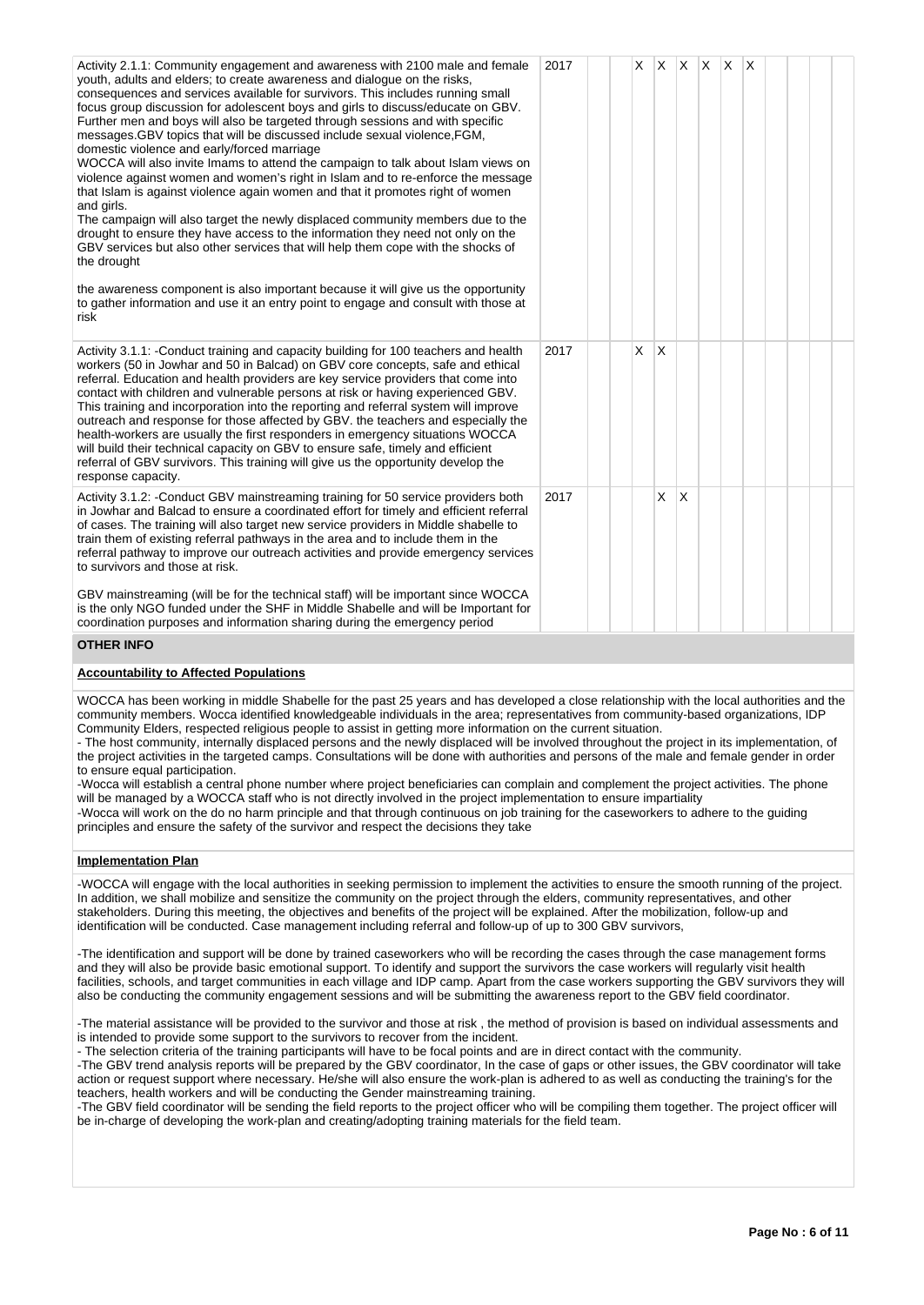| | | | | | | | | | | | | | |
|---|---|---|---|---|---|---|---|---|---|---|---|---|---|
| Activity 2.1.1: Community engagement and awareness with 2100 male and female youth, adults and elders; to create awareness and dialogue on the risks, consequences and services available for survivors. This includes running small focus group discussion for adolescent boys and girls to discuss/educate on GBV. Further men and boys will also be targeted through sessions and with specific messages.GBV topics that will be discussed include sexual violence,FGM, domestic violence and early/forced marriage<br>WOCCA will also invite Imams to attend the campaign to talk about Islam views on violence against women and women's right in Islam and to re-enforce the message that Islam is against violence again women and that it promotes right of women and girls.<br>The campaign will also target the newly displaced community members due to the drought to ensure they have access to the information they need not only on the GBV services but also other services that will help them cope with the shocks of the drought<br><br>the awareness component is also important because it will give us the opportunity to gather information and use it an entry point to engage and consult with those at risk | 2017 | | | X | X | X | X | X | X | | | | |
| Activity 3.1.1: -Conduct training and capacity building for 100 teachers and health workers (50 in Jowhar and 50 in Balcad) on GBV core concepts, safe and ethical referral. Education and health providers are key service providers that come into contact with children and vulnerable persons at risk or having experienced GBV. This training and incorporation into the reporting and referral system will improve outreach and response for those affected by GBV. the teachers and especially the health-workers are usually the first responders in emergency situations WOCCA will build their technical capacity on GBV to ensure safe, timely and efficient referral of GBV survivors. This training will give us the opportunity develop the response capacity. | 2017 | | | X | X | | | | | | | | |
| Activity 3.1.2: -Conduct GBV mainstreaming training for 50 service providers both in Jowhar and Balcad to ensure a coordinated effort for timely and efficient referral of cases. The training will also target new service providers in Middle shabelle to train them of existing referral pathways in the area and to include them in the referral pathway to improve our outreach activities and provide emergency services to survivors and those at risk.<br><br>GBV mainstreaming (will be for the technical staff) will be important since WOCCA is the only NGO funded under the SHF in Middle Shabelle and will be Important for coordination purposes and information sharing during the emergency period | 2017 | | | | X | X | | | | | | | |

## OTHER INFO

### Accountability to Affected Populations

WOCCA has been working in middle Shabelle for the past 25 years and has developed a close relationship with the local authorities and the community members. Wocca identified knowledgeable individuals in the area; representatives from community-based organizations, IDP Community Elders, respected religious people to assist in getting more information on the current situation.

- The host community, internally displaced persons and the newly displaced will be involved throughout the project in its implementation, of the project activities in the targeted camps. Consultations will be done with authorities and persons of the male and female gender in order to ensure equal participation.

-Wocca will establish a central phone number where project beneficiaries can complain and complement the project activities. The phone will be managed by a WOCCA staff who is not directly involved in the project implementation to ensure impartiality

-Wocca will work on the do no harm principle and that through continuous on job training for the caseworkers to adhere to the guiding principles and ensure the safety of the survivor and respect the decisions they take

### Implementation Plan

-WOCCA will engage with the local authorities in seeking permission to implement the activities to ensure the smooth running of the project. In addition, we shall mobilize and sensitize the community on the project through the elders, community representatives, and other stakeholders. During this meeting, the objectives and benefits of the project will be explained. After the mobilization, follow-up and identification will be conducted. Case management including referral and follow-up of up to 300 GBV survivors,

-The identification and support will be done by trained caseworkers who will be recording the cases through the case management forms and they will also be provide basic emotional support. To identify and support the survivors the case workers will regularly visit health facilities, schools, and target communities in each village and IDP camp. Apart from the case workers supporting the GBV survivors they will also be conducting the community engagement sessions and will be submitting the awareness report to the GBV field coordinator.

-The material assistance will be provided to the survivor and those at risk , the method of provision is based on individual assessments and is intended to provide some support to the survivors to recover from the incident.

- The selection criteria of the training participants will have to be focal points and are in direct contact with the community.

-The GBV trend analysis reports will be prepared by the GBV coordinator, In the case of gaps or other issues, the GBV coordinator will take action or request support where necessary. He/she will also ensure the work-plan is adhered to as well as conducting the training's for the teachers, health workers and will be conducting the Gender mainstreaming training.

-The GBV field coordinator will be sending the field reports to the project officer who will be compiling them together. The project officer will be in-charge of developing the work-plan and creating/adopting training materials for the field team.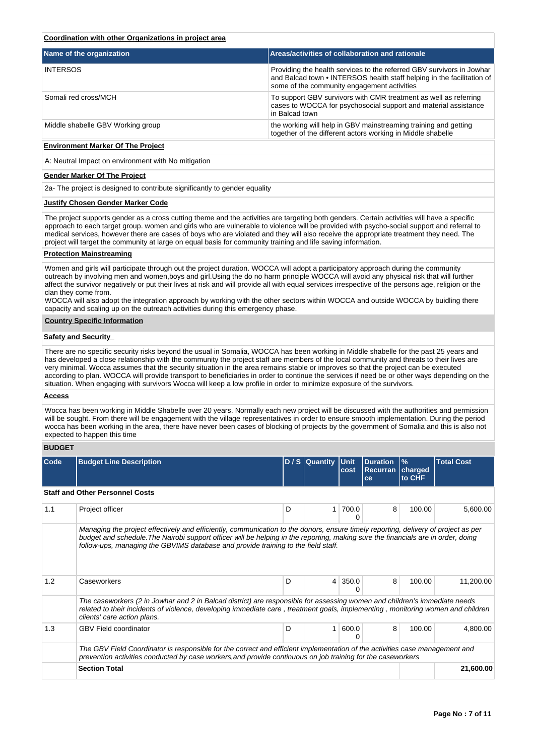**Coordination with other Organizations in project area**

| Name of the organization | Areas/activities of collaboration and rationale |
|---|---|
| INTERSOS | Providing the health services to the referred GBV survivors in Jowhar and Balcad town • INTERSOS health staff helping in the facilitation of some of the community engagement activities |
| Somali red cross/MCH | To support GBV survivors with CMR treatment as well as referring cases to WOCCA for psychosocial support and material assistance in Balcad town |
| Middle shabelle GBV Working group | the working will help in GBV mainstreaming training and getting together of the different actors working in Middle shabelle |

**Environment Marker Of The Project**

A: Neutral Impact on environment with No mitigation

**Gender Marker Of The Project**

2a- The project is designed to contribute significantly to gender equality

**Justify Chosen Gender Marker Code**

The project supports gender as a cross cutting theme and the activities are targeting both genders. Certain activities will have a specific approach to each target group. women and girls who are vulnerable to violence will be provided with psycho-social support and referral to medical services, however there are cases of boys who are violated and they will also receive the appropriate treatment they need. The project will target the community at large on equal basis for community training and life saving information.

**Protection Mainstreaming**

Women and girls will participate through out the project duration. WOCCA will adopt a participatory approach during the community outreach by involving men and women,boys and girl.Using the do no harm principle WOCCA will avoid any physical risk that will further affect the survivor negatively or put their lives at risk and will provide with all equal services irrespective of the persons age, religion or the clan they come from.
WOCCA will also adopt the integration approach by working with the other sectors within WOCCA and outside WOCCA by buidling there capacity and scaling up on the outreach activities during this emergency phase.

**Country Specific Information**

**Safety and Security**

There are no specific security risks beyond the usual in Somalia, WOCCA has been working in Middle shabelle for the past 25 years and has developed a close relationship with the community the project staff are members of the local community and threats to their lives are very minimal. Wocca assumes that the security situation in the area remains stable or improves so that the project can be executed according to plan. WOCCA will provide transport to beneficiaries in order to continue the services if need be or other ways depending on the situation. When engaging with survivors Wocca will keep a low profile in order to minimize exposure of the survivors.

**Access**

Wocca has been working in Middle Shabelle over 20 years. Normally each new project will be discussed with the authorities and permission will be sought. From there will be engagement with the village representatives in order to ensure smooth implementation. During the period wocca has been working in the area, there have never been cases of blocking of projects by the government of Somalia and this is also not expected to happen this time

**BUDGET**

| Code | Budget Line Description | D / S | Quantity | Unit cost | Duration Recurrance | % charged to CHF | Total Cost |
|---|---|---|---|---|---|---|---|
| **Staff and Other Personnel Costs** | | | | | | | |
| 1.1 | Project officer | D | 1 | 700.00 | 8 | 100.00 | 5,600.00 |
| | *Managing the project effectively and efficiently, communication to the donors, ensure timely reporting, delivery of project as per budget and schedule.The Nairobi support officer will be helping in the reporting, making sure the financials are in order, doing follow-ups, managing the GBVIMS database and provide training to the field staff.* | | | | | | |
| 1.2 | Caseworkers | D | 4 | 350.00 | 8 | 100.00 | 11,200.00 |
| | *The caseworkers (2 in Jowhar and 2 in Balcad district) are responsible for assessing women and children's immediate needs related to their incidents of violence, developing immediate care , treatment goals, implementing , monitoring women and children clients' care action plans.* | | | | | | |
| 1.3 | GBV Field coordinator | D | 1 | 600.00 | 8 | 100.00 | 4,800.00 |
| | *The GBV Field Coordinator is responsible for the correct and efficient implementation of the activities case management and prevention activities conducted by case workers,and provide continuous on job training for the caseworkers* | | | | | | |
| | **Section Total** | | | | | | **21,600.00** |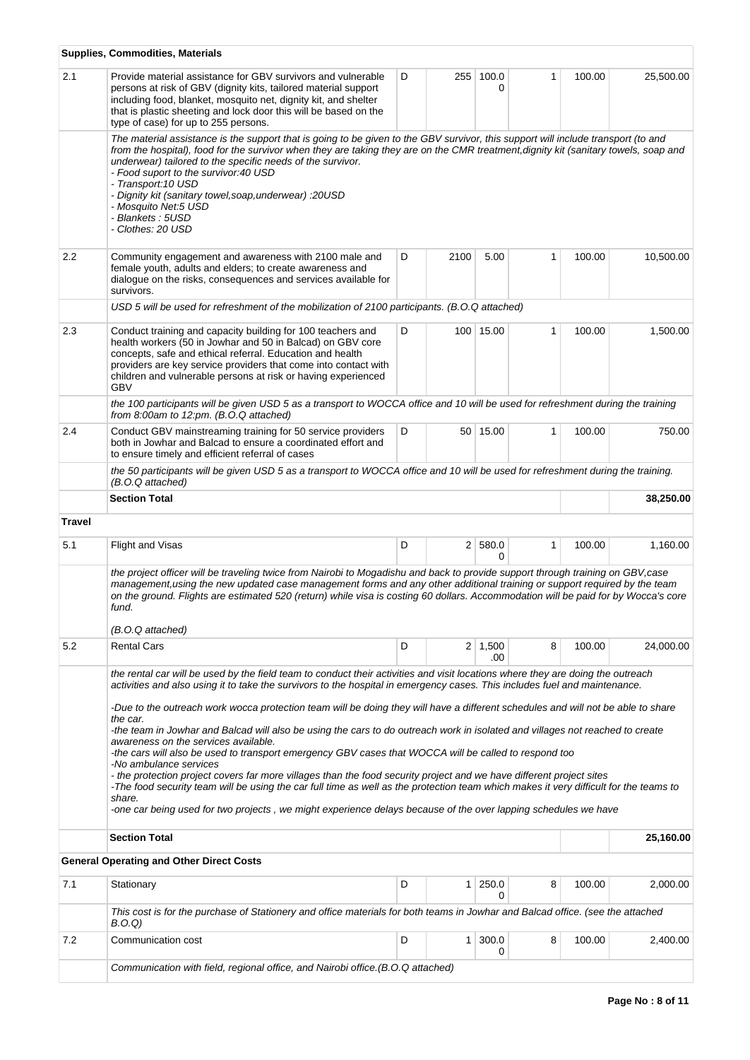| | | | | | | | |
|---|---|---|---|---|---|---|---|
| | **Supplies, Commodities, Materials** | | | | | | |
| 2.1 | Provide material assistance for GBV survivors and vulnerable persons at risk of GBV (dignity kits, tailored material support including food, blanket, mosquito net, dignity kit, and shelter that is plastic sheeting and lock door this will be based on the type of case) for up to 255 persons. | D | 255 | 100.00 | 1 | 100.00 | 25,500.00 |
| | *The material assistance is the support that is going to be given to the GBV survivor, this support will include transport (to and from the hospital), food for the survivor when they are taking they are on the CMR treatment,dignity kit (sanitary towels, soap and underwear) tailored to the specific needs of the survivor.*<br>*- Food suport to the survivor:40 USD*<br>*- Transport:10 USD*<br>*- Dignity kit (sanitary towel,soap,underwear) :20USD*<br>*- Mosquito Net:5 USD*<br>*- Blankets : 5USD*<br>*- Clothes: 20 USD* | | | | | | |
| 2.2 | Community engagement and awareness with 2100 male and female youth, adults and elders; to create awareness and dialogue on the risks, consequences and services available for survivors. | D | 2100 | 5.00 | 1 | 100.00 | 10,500.00 |
| | *USD 5 will be used for refreshment of the mobilization of 2100 participants. (B.O.Q attached)* | | | | | | |
| 2.3 | Conduct training and capacity building for 100 teachers and health workers (50 in Jowhar and 50 in Balcad) on GBV core concepts, safe and ethical referral. Education and health providers are key service providers that come into contact with children and vulnerable persons at risk or having experienced GBV | D | 100 | 15.00 | 1 | 100.00 | 1,500.00 |
| | *the 100 participants will be given USD 5 as a transport to WOCCA office and 10 will be used for refreshment during the training from 8:00am to 12:pm. (B.O.Q attached)* | | | | | | |
| 2.4 | Conduct GBV mainstreaming training for 50 service providers both in Jowhar and Balcad to ensure a coordinated effort and to ensure timely and efficient referral of cases | D | 50 | 15.00 | 1 | 100.00 | 750.00 |
| | *the 50 participants will be given USD 5 as a transport to WOCCA office and 10 will be used for refreshment during the training. (B.O.Q attached)* | | | | | | |
| | **Section Total** | | | | | | **38,250.00** |
| **Travel** | | | | | | | |
| 5.1 | Flight and Visas | D | 2 | 580.00 | 1 | 100.00 | 1,160.00 |
| | *the project officer will be traveling twice from Nairobi to Mogadishu and back to provide support through training on GBV,case management,using the new updated case management forms and any other additional training or support required by the team on the ground. Flights are estimated 520 (return) while visa is costing 60 dollars. Accommodation will be paid for by Wocca's core fund.*<br><br>*(B.O.Q attached)* | | | | | | |
| 5.2 | Rental Cars | D | 2 | 1,500.00 | 8 | 100.00 | 24,000.00 |
| | *the rental car will be used by the field team to conduct their activities and visit locations where they are doing the outreach activities and also using it to take the survivors to the hospital in emergency cases. This includes fuel and maintenance.*<br><br>*-Due to the outreach work wocca protection team will be doing they will have a different schedules and will not be able to share the car.*<br>*-the team in Jowhar and Balcad will also be using the cars to do outreach work in isolated and villages not reached to create awareness on the services available.*<br>*-the cars will also be used to transport emergency GBV cases that WOCCA will be called to respond too*<br>*-No ambulance services*<br>*- the protection project covers far more villages than the food security project and we have different project sites*<br>*-The food security team will be using the car full time as well as the protection team which makes it very difficult for the teams to share.*<br>*-one car being used for two projects , we might experience delays because of the over lapping schedules we have* | | | | | | |
| | **Section Total** | | | | | | **25,160.00** |
| | **General Operating and Other Direct Costs** | | | | | | |
| 7.1 | Stationary | D | 1 | 250.00 | 8 | 100.00 | 2,000.00 |
| | *This cost is for the purchase of Stationery and office materials for both teams in Jowhar and Balcad office. (see the attached B.O.Q)* | | | | | | |
| 7.2 | Communication cost | D | 1 | 300.00 | 8 | 100.00 | 2,400.00 |
| | *Communication with field, regional office, and Nairobi office.(B.O.Q attached)* | | | | | | |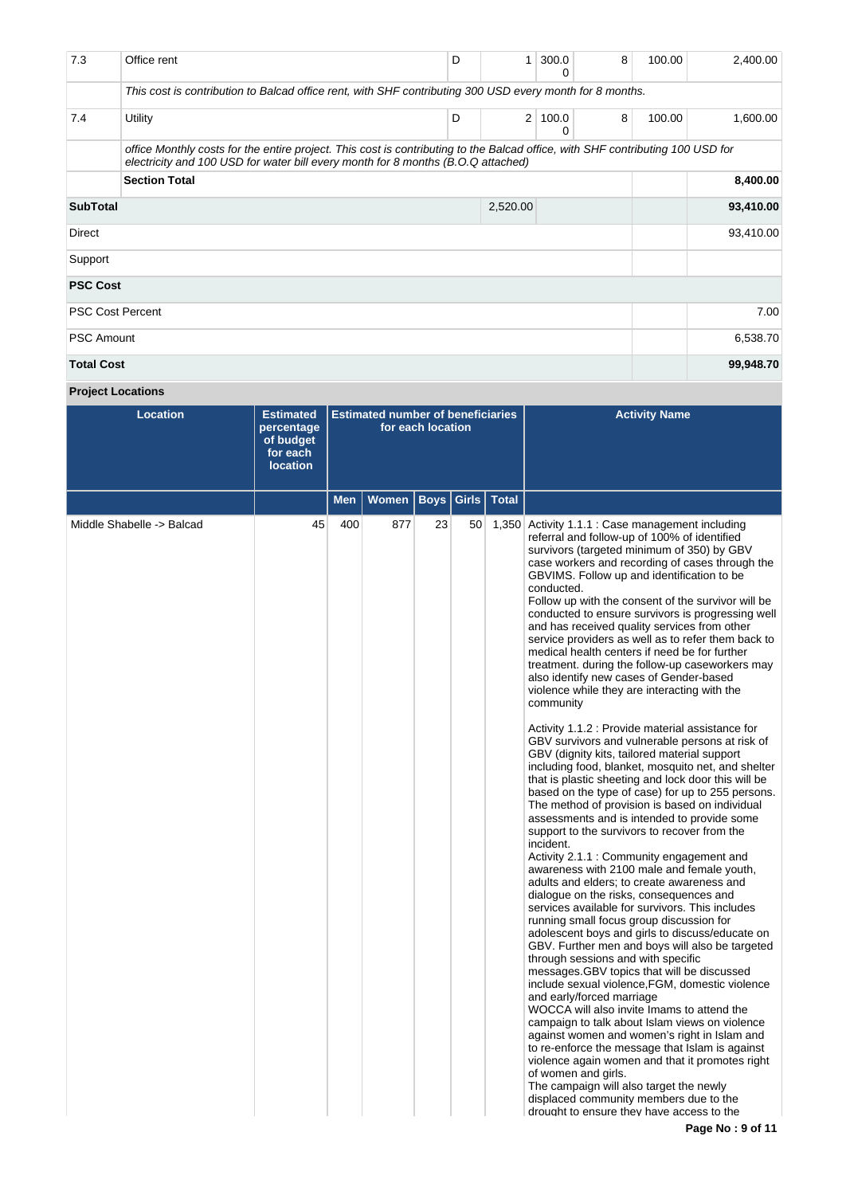| 7.3 | Office rent | D | 1 | 300.00 | 8 | 100.00 | 2,400.00 |
|---|---|---|---|---|---|---|---|
| | *This cost is contribution to Balcad office rent, with SHF contributing 300 USD every month for 8 months.* | | | | | | |
| 7.4 | Utility | D | 2 | 100.00 | 8 | 100.00 | 1,600.00 |
| | *office Monthly costs for the entire project. This cost is contributing to the Balcad office, with SHF contributing 100 USD for electricity and 100 USD for water bill every month for 8 months (B.O.Q attached)* | | | | | | |
| | **Section Total** | | | | | | **8,400.00** |
| **SubTotal** | | | 2,520.00 | | | | **93,410.00** |
| Direct | | | | | | | 93,410.00 |
| Support | | | | | | | |
| **PSC Cost** | | | | | | | |
| PSC Cost Percent | | | | | | | 7.00 |
| PSC Amount | | | | | | | 6,538.70 |
| **Total Cost** | | | | | | | **99,948.70** |

**Project Locations**

| Location | Estimated percentage of budget for each location | Estimated number of beneficiaries for each location | | | | | Activity Name |
|---|---|---|---|---|---|---|---|
| | | Men | Women | Boys | Girls | Total | |
| Middle Shabelle -> Balcad | 45 | 400 | 877 | 23 | 50 | 1,350 | Activity 1.1.1 : Case management including referral and follow-up of 100% of identified survivors (targeted minimum of 350) by GBV case workers and recording of cases through the GBVIMS. Follow up and identification to be conducted.<br>Follow up with the consent of the survivor will be conducted to ensure survivors is progressing well and has received quality services from other service providers as well as to refer them back to medical health centers if need be for further treatment. during the follow-up caseworkers may also identify new cases of Gender-based violence while they are interacting with the community<br><br>Activity 1.1.2 : Provide material assistance for GBV survivors and vulnerable persons at risk of GBV (dignity kits, tailored material support including food, blanket, mosquito net, and shelter that is plastic sheeting and lock door this will be based on the type of case) for up to 255 persons. The method of provision is based on individual assessments and is intended to provide some support to the survivors to recover from the incident.<br>Activity 2.1.1 : Community engagement and awareness with 2100 male and female youth, adults and elders; to create awareness and dialogue on the risks, consequences and services available for survivors. This includes running small focus group discussion for adolescent boys and girls to discuss/educate on GBV. Further men and boys will also be targeted through sessions and with specific messages.GBV topics that will be discussed include sexual violence,FGM, domestic violence and early/forced marriage<br>WOCCA will also invite Imams to attend the campaign to talk about Islam views on violence against women and women's right in Islam and to re-enforce the message that Islam is against violence again women and that it promotes right of women and girls.<br>The campaign will also target the newly displaced community members due to the drought to ensure they have access to the |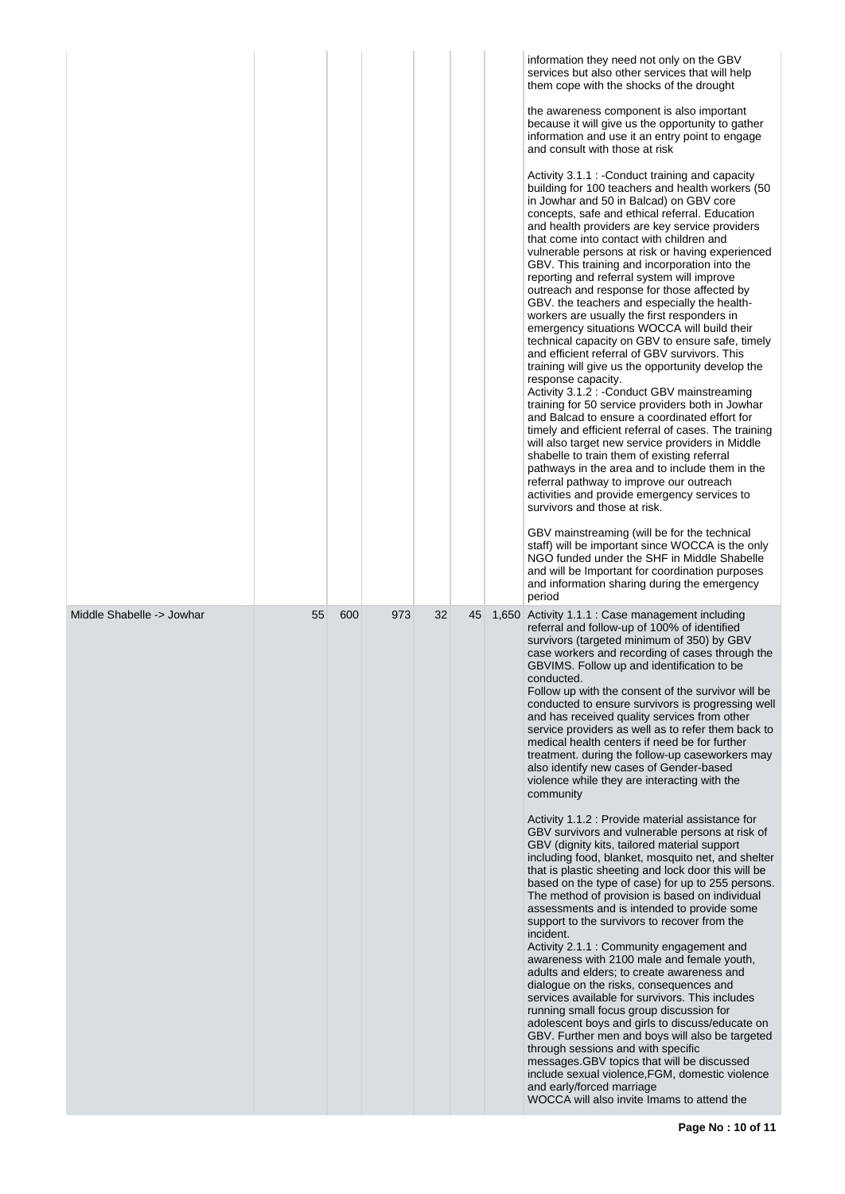| | | | | | | | |
|---|---|---|---|---|---|---|---|
| | | | | | | | information they need not only on the GBV services but also other services that will help them cope with the shocks of the drought<br><br>the awareness component is also important because it will give us the opportunity to gather information and use it an entry point to engage and consult with those at risk<br><br>Activity 3.1.1 : -Conduct training and capacity building for 100 teachers and health workers (50 in Jowhar and 50 in Balcad) on GBV core concepts, safe and ethical referral. Education and health providers are key service providers that come into contact with children and vulnerable persons at risk or having experienced GBV. This training and incorporation into the reporting and referral system will improve outreach and response for those affected by GBV. the teachers and especially the health-workers are usually the first responders in emergency situations WOCCA will build their technical capacity on GBV to ensure safe, timely and efficient referral of GBV survivors. This training will give us the opportunity develop the response capacity.<br>Activity 3.1.2 : -Conduct GBV mainstreaming training for 50 service providers both in Jowhar and Balcad to ensure a coordinated effort for timely and efficient referral of cases. The training will also target new service providers in Middle shabelle to train them of existing referral pathways in the area and to include them in the referral pathway to improve our outreach activities and provide emergency services to survivors and those at risk.<br><br>GBV mainstreaming (will be for the technical staff) will be important since WOCCA is the only NGO funded under the SHF in Middle Shabelle and will be Important for coordination purposes and information sharing during the emergency period |
| Middle Shabelle -> Jowhar | 55 | 600 | 973 | 32 | 45 | 1,650 | Activity 1.1.1 : Case management including referral and follow-up of 100% of identified survivors (targeted minimum of 350) by GBV case workers and recording of cases through the GBVIMS. Follow up and identification to be conducted.<br>Follow up with the consent of the survivor will be conducted to ensure survivors is progressing well and has received quality services from other service providers as well as to refer them back to medical health centers if need be for further treatment. during the follow-up caseworkers may also identify new cases of Gender-based violence while they are interacting with the community<br><br>Activity 1.1.2 : Provide material assistance for GBV survivors and vulnerable persons at risk of GBV (dignity kits, tailored material support including food, blanket, mosquito net, and shelter that is plastic sheeting and lock door this will be based on the type of case) for up to 255 persons. The method of provision is based on individual assessments and is intended to provide some support to the survivors to recover from the incident.<br>Activity 2.1.1 : Community engagement and awareness with 2100 male and female youth, adults and elders; to create awareness and dialogue on the risks, consequences and services available for survivors. This includes running small focus group discussion for adolescent boys and girls to discuss/educate on GBV. Further men and boys will also be targeted through sessions and with specific messages.GBV topics that will be discussed include sexual violence,FGM, domestic violence and early/forced marriage<br>WOCCA will also invite Imams to attend the |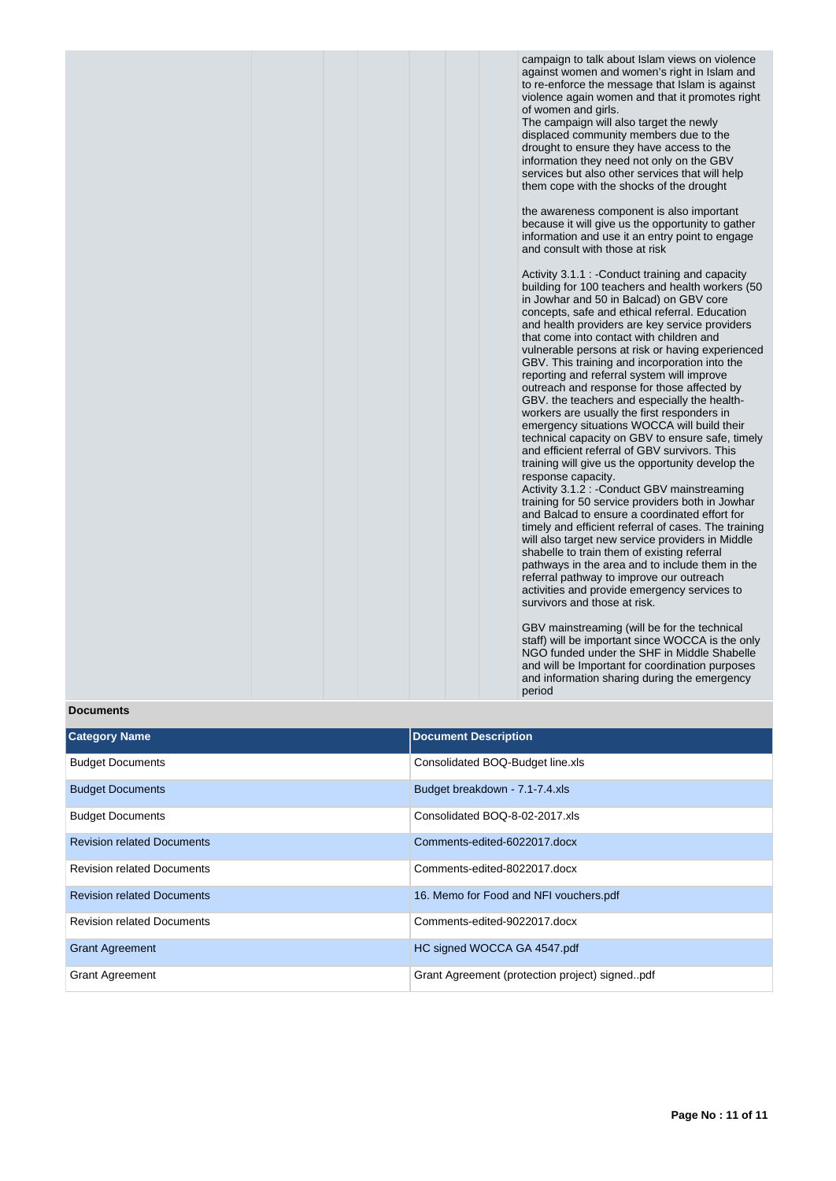| | | | | | | | |
|---|---|---|---|---|---|---|---|
| | | | | | | | campaign to talk about Islam views on violence against women and women's right in Islam and to re-enforce the message that Islam is against violence again women and that it promotes right of women and girls.<br>The campaign will also target the newly displaced community members due to the drought to ensure they have access to the information they need not only on the GBV services but also other services that will help them cope with the shocks of the drought<br><br>the awareness component is also important because it will give us the opportunity to gather information and use it an entry point to engage and consult with those at risk<br><br>Activity 3.1.1 : -Conduct training and capacity building for 100 teachers and health workers (50 in Jowhar and 50 in Balcad) on GBV core concepts, safe and ethical referral. Education and health providers are key service providers that come into contact with children and vulnerable persons at risk or having experienced GBV. This training and incorporation into the reporting and referral system will improve outreach and response for those affected by GBV. the teachers and especially the health-workers are usually the first responders in emergency situations WOCCA will build their technical capacity on GBV to ensure safe, timely and efficient referral of GBV survivors. This training will give us the opportunity develop the response capacity.<br>Activity 3.1.2 : -Conduct GBV mainstreaming training for 50 service providers both in Jowhar and Balcad to ensure a coordinated effort for timely and efficient referral of cases. The training will also target new service providers in Middle shabelle to train them of existing referral pathways in the area and to include them in the referral pathway to improve our outreach activities and provide emergency services to survivors and those at risk.<br><br>GBV mainstreaming (will be for the technical staff) will be important since WOCCA is the only NGO funded under the SHF in Middle Shabelle and will be Important for coordination purposes and information sharing during the emergency period |

**Documents**

| Category Name | Document Description |
|---|---|
| Budget Documents | Consolidated BOQ-Budget line.xls |
| Budget Documents | Budget breakdown - 7.1-7.4.xls |
| Budget Documents | Consolidated BOQ-8-02-2017.xls |
| Revision related Documents | Comments-edited-6022017.docx |
| Revision related Documents | Comments-edited-8022017.docx |
| Revision related Documents | 16. Memo for Food and NFI vouchers.pdf |
| Revision related Documents | Comments-edited-9022017.docx |
| Grant Agreement | HC signed WOCCA GA 4547.pdf |
| Grant Agreement | Grant Agreement (protection project) signed..pdf |